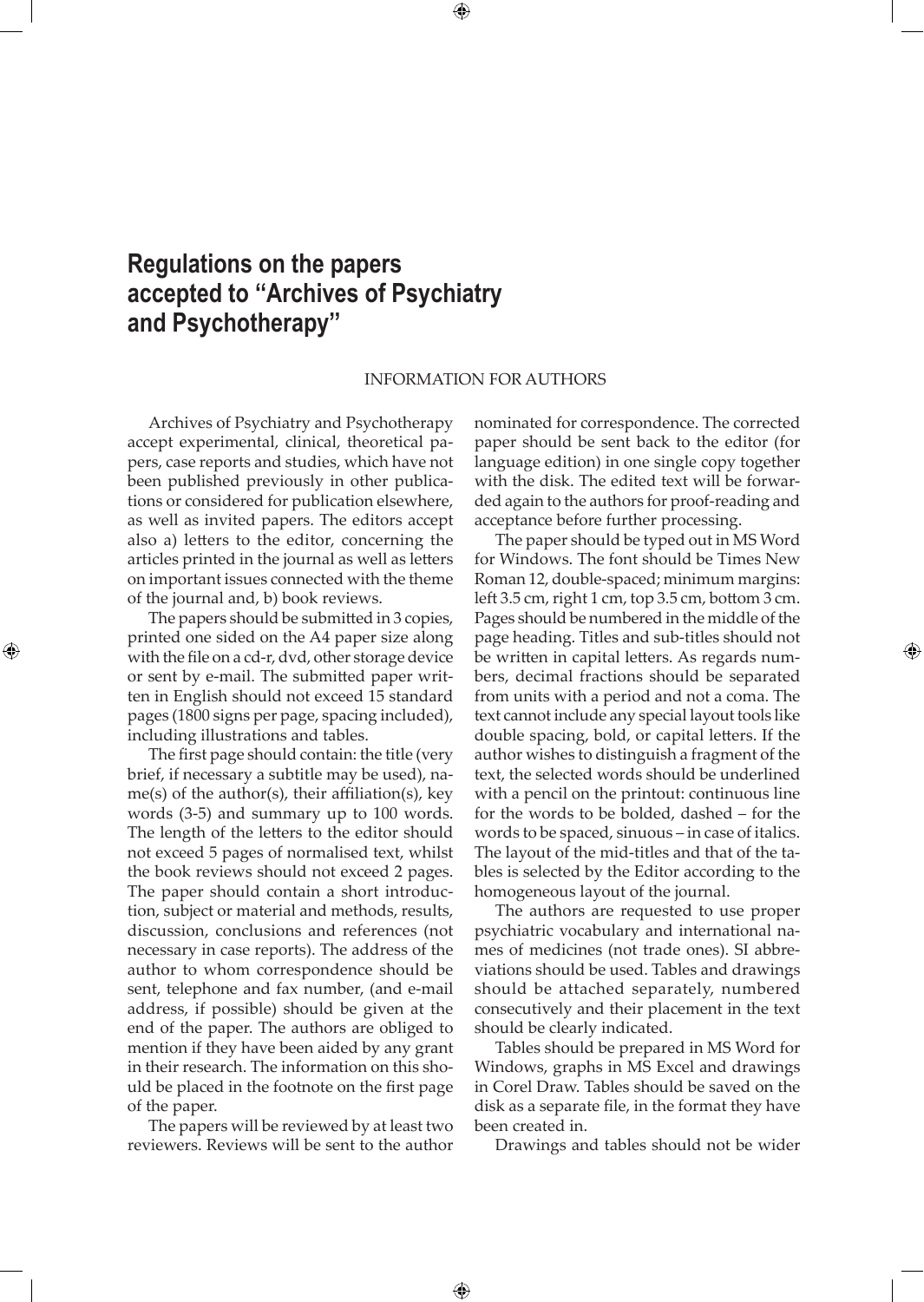# Regulations on the papers accepted to "Archives of Psychiatry and Psychotherapy"

INFORMATION FOR AUTHORS

Archives of Psychiatry and Psychotherapy accept experimental, clinical, theoretical papers, case reports and studies, which have not been published previously in other publications or considered for publication elsewhere, as well as invited papers. The editors accept also a) letters to the editor, concerning the articles printed in the journal as well as letters on important issues connected with the theme of the journal and, b) book reviews.

The papers should be submitted in 3 copies, printed one sided on the A4 paper size along with the file on a cd-r, dvd, other storage device or sent by e-mail. The submitted paper written in English should not exceed 15 standard pages (1800 signs per page, spacing included), including illustrations and tables.

The first page should contain: the title (very brief, if necessary a subtitle may be used), name(s) of the author(s), their affiliation(s), key words (3-5) and summary up to 100 words. The length of the letters to the editor should not exceed 5 pages of normalised text, whilst the book reviews should not exceed 2 pages. The paper should contain a short introduction, subject or material and methods, results, discussion, conclusions and references (not necessary in case reports). The address of the author to whom correspondence should be sent, telephone and fax number, (and e-mail address, if possible) should be given at the end of the paper. The authors are obliged to mention if they have been aided by any grant in their research. The information on this should be placed in the footnote on the first page of the paper.

The papers will be reviewed by at least two reviewers. Reviews will be sent to the author nominated for correspondence. The corrected paper should be sent back to the editor (for language edition) in one single copy together with the disk. The edited text will be forwarded again to the authors for proof-reading and acceptance before further processing.

The paper should be typed out in MS Word for Windows. The font should be Times New Roman 12, double-spaced; minimum margins: left 3.5 cm, right 1 cm, top 3.5 cm, bottom 3 cm. Pages should be numbered in the middle of the page heading. Titles and sub-titles should not be written in capital letters. As regards numbers, decimal fractions should be separated from units with a period and not a coma. The text cannot include any special layout tools like double spacing, bold, or capital letters. If the author wishes to distinguish a fragment of the text, the selected words should be underlined with a pencil on the printout: continuous line for the words to be bolded, dashed – for the words to be spaced, sinuous – in case of italics. The layout of the mid-titles and that of the tables is selected by the Editor according to the homogeneous layout of the journal.

The authors are requested to use proper psychiatric vocabulary and international names of medicines (not trade ones). SI abbreviations should be used. Tables and drawings should be attached separately, numbered consecutively and their placement in the text should be clearly indicated.

Tables should be prepared in MS Word for Windows, graphs in MS Excel and drawings in Corel Draw. Tables should be saved on the disk as a separate file, in the format they have been created in.

Drawings and tables should not be wider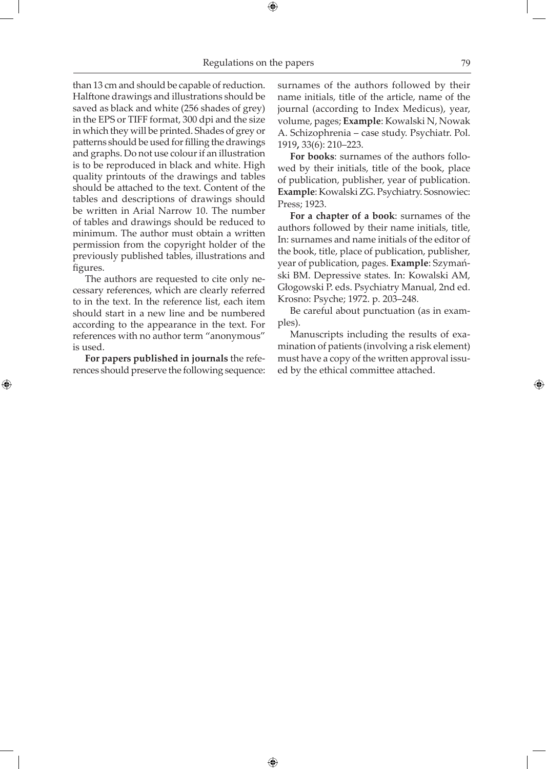than 13 cm and should be capable of reduction. Halftone drawings and illustrations should be saved as black and white (256 shades of grey) in the EPS or TIFF format, 300 dpi and the size in which they will be printed. Shades of grey or patterns should be used for filling the drawings and graphs. Do not use colour if an illustration is to be reproduced in black and white. High quality printouts of the drawings and tables should be attached to the text. Content of the tables and descriptions of drawings should be written in Arial Narrow 10. The number of tables and drawings should be reduced to minimum. The author must obtain a written permission from the copyright holder of the previously published tables, illustrations and figures.

The authors are requested to cite only necessary references, which are clearly referred to in the text. In the reference list, each item should start in a new line and be numbered according to the appearance in the text. For references with no author term "anonymous" is used.

**For papers published in journals** the references should preserve the following sequence: surnames of the authors followed by their name initials, title of the article, name of the journal (according to Index Medicus), year, volume, pages; **Example**: Kowalski N, Nowak A. Schizophrenia – case study. Psychiatr. Pol. 1919**,** 33(6): 210–223.

**For books**: surnames of the authors followed by their initials, title of the book, place of publication, publisher, year of publication. **Example**: Kowalski ZG. Psychiatry. Sosnowiec: Press; 1923.

**For a chapter of a book**: surnames of the authors followed by their name initials, title, In: surnames and name initials of the editor of the book, title, place of publication, publisher, year of publication, pages. **Example**: Szymański BM. Depressive states. In: Kowalski AM, Głogowski P. eds. Psychiatry Manual, 2nd ed. Krosno: Psyche; 1972. p. 203–248.

Be careful about punctuation (as in examples).

Manuscripts including the results of examination of patients (involving a risk element) must have a copy of the written approval issued by the ethical committee attached.